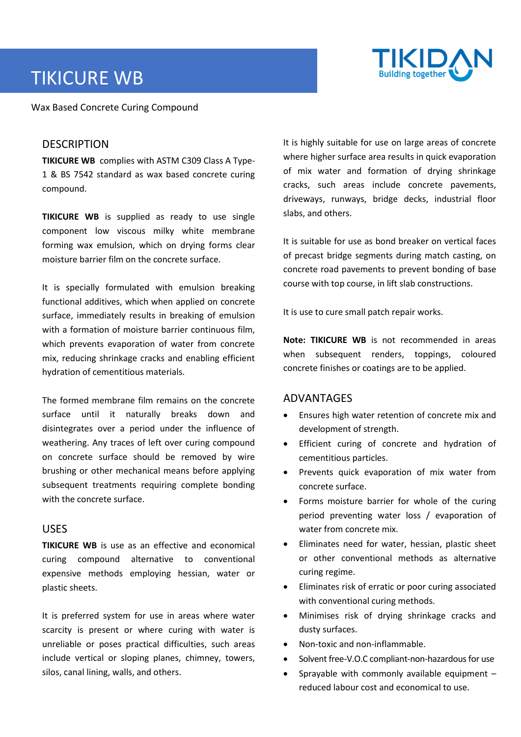# TIKICURE WB

Wax Based Concrete Curing Compound

## DESCRIPTION

**TIKICURE WB** complies with ASTM C309 Class A Type-1 & BS 7542 standard as wax based concrete curing compound.

**TIKICURE WB** is supplied as ready to use single component low viscous milky white membrane forming wax emulsion, which on drying forms clear moisture barrier film on the concrete surface.

It is specially formulated with emulsion breaking functional additives, which when applied on concrete surface, immediately results in breaking of emulsion with a formation of moisture barrier continuous film, which prevents evaporation of water from concrete mix, reducing shrinkage cracks and enabling efficient hydration of cementitious materials.

The formed membrane film remains on the concrete surface until it naturally breaks down and disintegrates over a period under the influence of weathering. Any traces of left over curing compound on concrete surface should be removed by wire brushing or other mechanical means before applying subsequent treatments requiring complete bonding with the concrete surface.

## USES

**TIKICURE WB** is use as an effective and economical curing compound alternative to conventional expensive methods employing hessian, water or plastic sheets.

It is preferred system for use in areas where water scarcity is present or where curing with water is unreliable or poses practical difficulties, such areas include vertical or sloping planes, chimney, towers, silos, canal lining, walls, and others.

It is highly suitable for use on large areas of concrete where higher surface area results in quick evaporation of mix water and formation of drying shrinkage cracks, such areas include concrete pavements, driveways, runways, bridge decks, industrial floor slabs, and others.

It is suitable for use as bond breaker on vertical faces of precast bridge segments during match casting, on concrete road pavements to prevent bonding of base course with top course, in lift slab constructions.

It is use to cure small patch repair works.

**Note: TIKICURE WB** is not recommended in areas when subsequent renders, toppings, coloured concrete finishes or coatings are to be applied.

## ADVANTAGES

- Ensures high water retention of concrete mix and development of strength.
- Efficient curing of concrete and hydration of cementitious particles.
- Prevents quick evaporation of mix water from concrete surface.
- Forms moisture barrier for whole of the curing period preventing water loss / evaporation of water from concrete mix.
- Eliminates need for water, hessian, plastic sheet or other conventional methods as alternative curing regime.
- Eliminates risk of erratic or poor curing associated with conventional curing methods.
- Minimises risk of drying shrinkage cracks and dusty surfaces.
- Non-toxic and non-inflammable.
- Solvent free-V.O.C compliant-non-hazardous for use
- Sprayable with commonly available equipment – reduced labour cost and economical to use.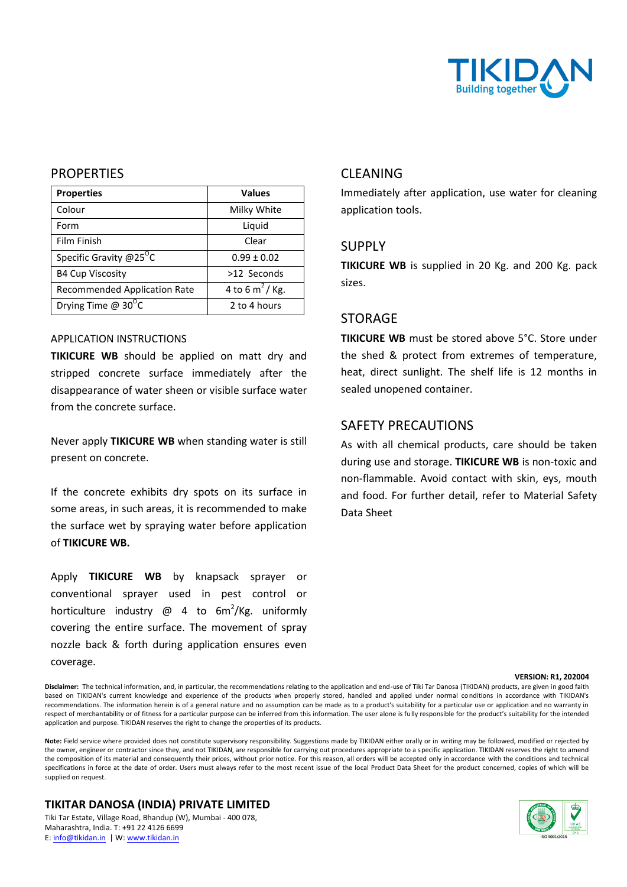## PROPERTIES

| Properties | Values |
|---|---|
| Colour | Milky White |
| Form | Liquid |
| Film Finish | Clear |
| Specific Gravity @25$^{O}$C | 0.99 ± 0.02 |
| B4 Cup Viscosity | >12 Seconds |
| Recommended Application Rate | 4 to 6 m$^{2}$ / Kg. |
| Drying Time @ 30$^{O}$C | 2 to 4 hours |

### APPLICATION INSTRUCTIONS

**TIKICURE WB** should be applied on matt dry and stripped concrete surface immediately after the disappearance of water sheen or visible surface water from the concrete surface.

Never apply **TIKICURE WB** when standing water is still present on concrete.

If the concrete exhibits dry spots on its surface in some areas, in such areas, it is recommended to make the surface wet by spraying water before application of **TIKICURE WB.**

Apply **TIKICURE WB** by knapsack sprayer or conventional sprayer used in pest control or horticulture industry @ 4 to 6m$^{2}$/Kg. uniformly covering the entire surface. The movement of spray nozzle back & forth during application ensures even coverage.

## CLEANING

Immediately after application, use water for cleaning application tools.

## SUPPLY

**TIKICURE WB** is supplied in 20 Kg. and 200 Kg. pack sizes.

## STORAGE

**TIKICURE WB** must be stored above 5°C. Store under the shed & protect from extremes of temperature, heat, direct sunlight. The shelf life is 12 months in sealed unopened container.

## SAFETY PRECAUTIONS

As with all chemical products, care should be taken during use and storage. **TIKICURE WB** is non-toxic and non-flammable. Avoid contact with skin, eys, mouth and food. For further detail, refer to Material Safety Data Sheet

**VERSION: R1, 202004**

**Disclaimer:** The technical information, and, in particular, the recommendations relating to the application and end-use of Tiki Tar Danosa (TIKIDAN) products, are given in good faith based on TIKIDAN's current knowledge and experience of the products when properly stored, handled and applied under normal conditions in accordance with TIKIDAN's recommendations. The information herein is of a general nature and no assumption can be made as to a product's suitability for a particular use or application and no warranty in respect of merchantability or of fitness for a particular purpose can be inferred from this information. The user alone is fully responsible for the product's suitability for the intended application and purpose. TIKIDAN reserves the right to change the properties of its products.

**Note:** Field service where provided does not constitute supervisory responsibility. Suggestions made by TIKIDAN either orally or in writing may be followed, modified or rejected by the owner, engineer or contractor since they, and not TIKIDAN, are responsible for carrying out procedures appropriate to a specific application. TIKIDAN reserves the right to amend the composition of its material and consequently their prices, without prior notice. For this reason, all orders will be accepted only in accordance with the conditions and technical specifications in force at the date of order. Users must always refer to the most recent issue of the local Product Data Sheet for the product concerned, copies of which will be supplied on request.

**TIKITAR DANOSA (INDIA) PRIVATE LIMITED**
Tiki Tar Estate, Village Road, Bhandup (W), Mumbai - 400 078,
Maharashtra, India. T: +91 22 4126 6699
E: info@tikidan.in | W: www.tikidan.in

ISO 9001:2015